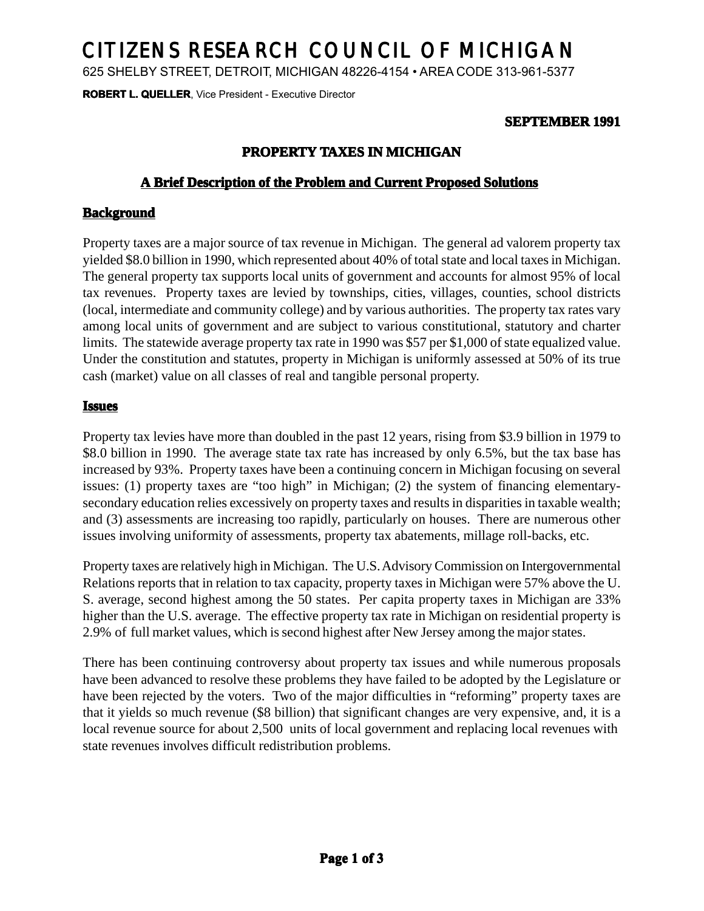# CITIZENS RESEARCH COUNCIL OF MICHIGAN

625 SHELBY STREET, DETROIT, MICHIGAN 48226-4154 • AREA CODE 313-961-5377

**ROBERT L. QUELLER**, Vice President - Executive Director

**SEPTEMBER 1991**

## PROPERTY TAXES IN MICHIGAN

### A Brief Description of the Problem and Current Proposed Solutions

### Background

Property taxes are a major source of tax revenue in Michigan. The general ad valorem property tax yielded $8.0 billion in 1990, which represented about 40% of total state and local taxes in Michigan. The general property tax supports local units of government and accounts for almost 95% of local tax revenues. Property taxes are levied by townships, cities, villages, counties, school districts (local, intermediate and community college) and by various authorities. The property tax rates vary among local units of government and are subject to various constitutional, statutory and charter limits. The statewide average property tax rate in 1990 was $57 per $1,000 of state equalized value. Under the constitution and statutes, property in Michigan is uniformly assessed at 50% of its true cash (market) value on all classes of real and tangible personal property.

### Issues

Property tax levies have more than doubled in the past 12 years, rising from $3.9 billion in 1979 to $8.0 billion in 1990. The average state tax rate has increased by only 6.5%, but the tax base has increased by 93%. Property taxes have been a continuing concern in Michigan focusing on several issues: (1) property taxes are "too high" in Michigan; (2) the system of financing elementary-secondary education relies excessively on property taxes and results in disparities in taxable wealth; and (3) assessments are increasing too rapidly, particularly on houses. There are numerous other issues involving uniformity of assessments, property tax abatements, millage roll-backs, etc.

Property taxes are relatively high in Michigan. The U.S. Advisory Commission on Intergovernmental Relations reports that in relation to tax capacity, property taxes in Michigan were 57% above the U. S. average, second highest among the 50 states. Per capita property taxes in Michigan are 33% higher than the U.S. average. The effective property tax rate in Michigan on residential property is 2.9% of full market values, which is second highest after New Jersey among the major states.

There has been continuing controversy about property tax issues and while numerous proposals have been advanced to resolve these problems they have failed to be adopted by the Legislature or have been rejected by the voters. Two of the major difficulties in "reforming" property taxes are that it yields so much revenue ($8 billion) that significant changes are very expensive, and, it is a local revenue source for about 2,500 units of local government and replacing local revenues with state revenues involves difficult redistribution problems.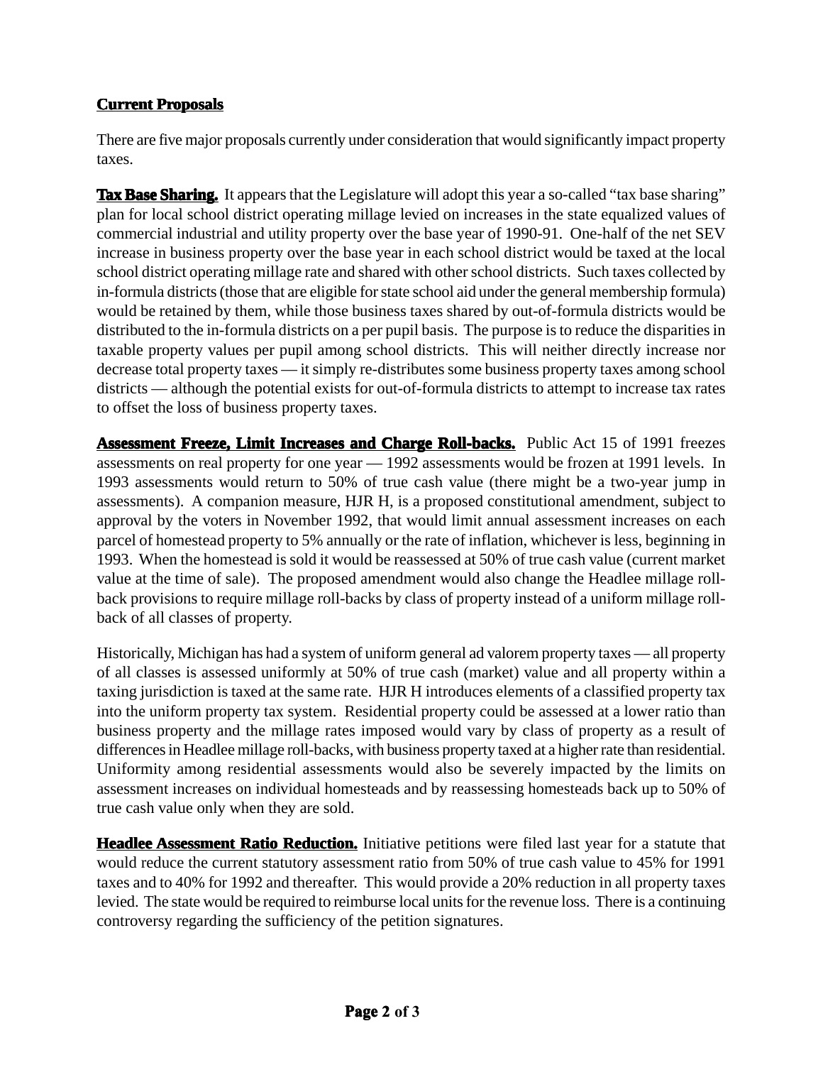## Current Proposals

There are five major proposals currently under consideration that would significantly impact property taxes.

**Tax Base Sharing.** It appears that the Legislature will adopt this year a so-called "tax base sharing" plan for local school district operating millage levied on increases in the state equalized values of commercial industrial and utility property over the base year of 1990-91. One-half of the net SEV increase in business property over the base year in each school district would be taxed at the local school district operating millage rate and shared with other school districts. Such taxes collected by in-formula districts (those that are eligible for state school aid under the general membership formula) would be retained by them, while those business taxes shared by out-of-formula districts would be distributed to the in-formula districts on a per pupil basis. The purpose is to reduce the disparities in taxable property values per pupil among school districts. This will neither directly increase nor decrease total property taxes — it simply re-distributes some business property taxes among school districts — although the potential exists for out-of-formula districts to attempt to increase tax rates to offset the loss of business property taxes.

**Assessment Freeze, Limit Increases and Charge Roll-backs.** Public Act 15 of 1991 freezes assessments on real property for one year — 1992 assessments would be frozen at 1991 levels. In 1993 assessments would return to 50% of true cash value (there might be a two-year jump in assessments). A companion measure, HJR H, is a proposed constitutional amendment, subject to approval by the voters in November 1992, that would limit annual assessment increases on each parcel of homestead property to 5% annually or the rate of inflation, whichever is less, beginning in 1993. When the homestead is sold it would be reassessed at 50% of true cash value (current market value at the time of sale). The proposed amendment would also change the Headlee millage roll-back provisions to require millage roll-backs by class of property instead of a uniform millage roll-back of all classes of property.

Historically, Michigan has had a system of uniform general ad valorem property taxes — all property of all classes is assessed uniformly at 50% of true cash (market) value and all property within a taxing jurisdiction is taxed at the same rate. HJR H introduces elements of a classified property tax into the uniform property tax system. Residential property could be assessed at a lower ratio than business property and the millage rates imposed would vary by class of property as a result of differences in Headlee millage roll-backs, with business property taxed at a higher rate than residential. Uniformity among residential assessments would also be severely impacted by the limits on assessment increases on individual homesteads and by reassessing homesteads back up to 50% of true cash value only when they are sold.

**Headlee Assessment Ratio Reduction.** Initiative petitions were filed last year for a statute that would reduce the current statutory assessment ratio from 50% of true cash value to 45% for 1991 taxes and to 40% for 1992 and thereafter. This would provide a 20% reduction in all property taxes levied. The state would be required to reimburse local units for the revenue loss. There is a continuing controversy regarding the sufficiency of the petition signatures.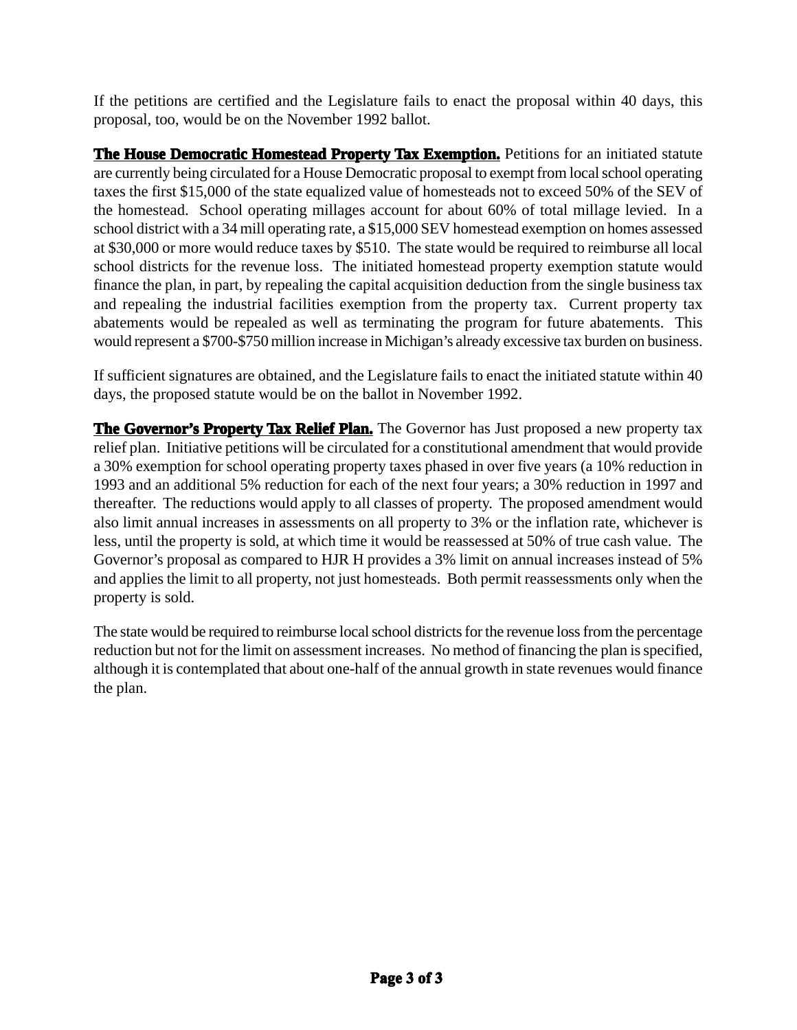If the petitions are certified and the Legislature fails to enact the proposal within 40 days, this proposal, too, would be on the November 1992 ballot.

**The House Democratic Homestead Property Tax Exemption.** Petitions for an initiated statute are currently being circulated for a House Democratic proposal to exempt from local school operating taxes the first $15,000 of the state equalized value of homesteads not to exceed 50% of the SEV of the homestead. School operating millages account for about 60% of total millage levied. In a school district with a 34 mill operating rate, a $15,000 SEV homestead exemption on homes assessed at $30,000 or more would reduce taxes by $510. The state would be required to reimburse all local school districts for the revenue loss. The initiated homestead property exemption statute would finance the plan, in part, by repealing the capital acquisition deduction from the single business tax and repealing the industrial facilities exemption from the property tax. Current property tax abatements would be repealed as well as terminating the program for future abatements. This would represent a $700-$750 million increase in Michigan's already excessive tax burden on business.

If sufficient signatures are obtained, and the Legislature fails to enact the initiated statute within 40 days, the proposed statute would be on the ballot in November 1992.

**The Governor's Property Tax Relief Plan.** The Governor has Just proposed a new property tax relief plan. Initiative petitions will be circulated for a constitutional amendment that would provide a 30% exemption for school operating property taxes phased in over five years (a 10% reduction in 1993 and an additional 5% reduction for each of the next four years; a 30% reduction in 1997 and thereafter. The reductions would apply to all classes of property. The proposed amendment would also limit annual increases in assessments on all property to 3% or the inflation rate, whichever is less, until the property is sold, at which time it would be reassessed at 50% of true cash value. The Governor's proposal as compared to HJR H provides a 3% limit on annual increases instead of 5% and applies the limit to all property, not just homesteads. Both permit reassessments only when the property is sold.

The state would be required to reimburse local school districts for the revenue loss from the percentage reduction but not for the limit on assessment increases. No method of financing the plan is specified, although it is contemplated that about one-half of the annual growth in state revenues would finance the plan.